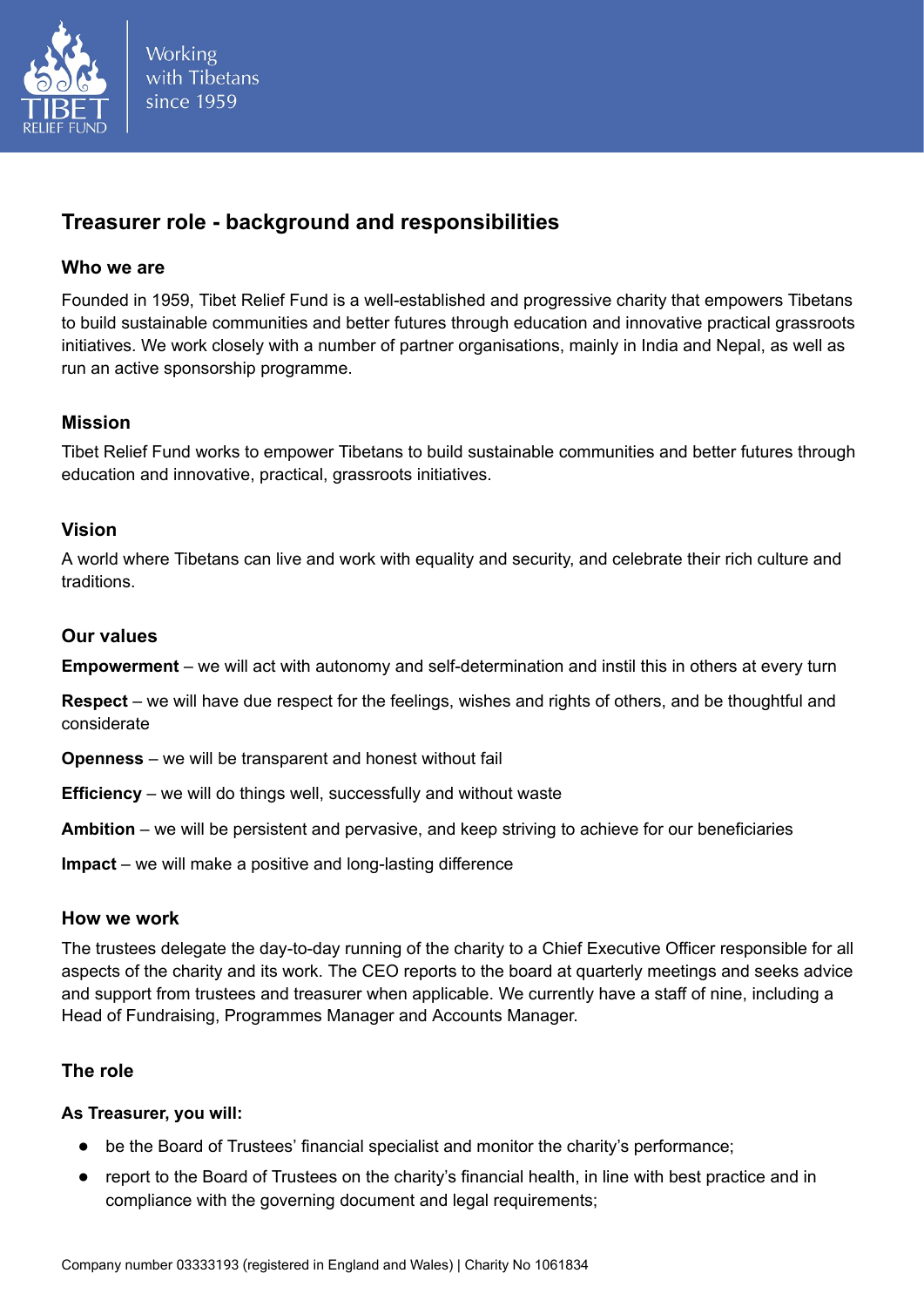Working with Tibetans since 1959

# Treasurer role - background and responsibilities

## Who we are

Founded in 1959, Tibet Relief Fund is a well-established and progressive charity that empowers Tibetans to build sustainable communities and better futures through education and innovative practical grassroots initiatives. We work closely with a number of partner organisations, mainly in India and Nepal, as well as run an active sponsorship programme.

## Mission

Tibet Relief Fund works to empower Tibetans to build sustainable communities and better futures through education and innovative, practical, grassroots initiatives.

## Vision

A world where Tibetans can live and work with equality and security, and celebrate their rich culture and traditions.

## Our values

**Empowerment** – we will act with autonomy and self-determination and instil this in others at every turn

**Respect** – we will have due respect for the feelings, wishes and rights of others, and be thoughtful and considerate

**Openness** – we will be transparent and honest without fail

**Efficiency** – we will do things well, successfully and without waste

**Ambition** – we will be persistent and pervasive, and keep striving to achieve for our beneficiaries

**Impact** – we will make a positive and long-lasting difference

## How we work

The trustees delegate the day-to-day running of the charity to a Chief Executive Officer responsible for all aspects of the charity and its work. The CEO reports to the board at quarterly meetings and seeks advice and support from trustees and treasurer when applicable. We currently have a staff of nine, including a Head of Fundraising, Programmes Manager and Accounts Manager.

## The role

**As Treasurer, you will:**

- be the Board of Trustees' financial specialist and monitor the charity's performance;
- report to the Board of Trustees on the charity's financial health, in line with best practice and in compliance with the governing document and legal requirements;

Company number 03333193 (registered in England and Wales) | Charity No 1061834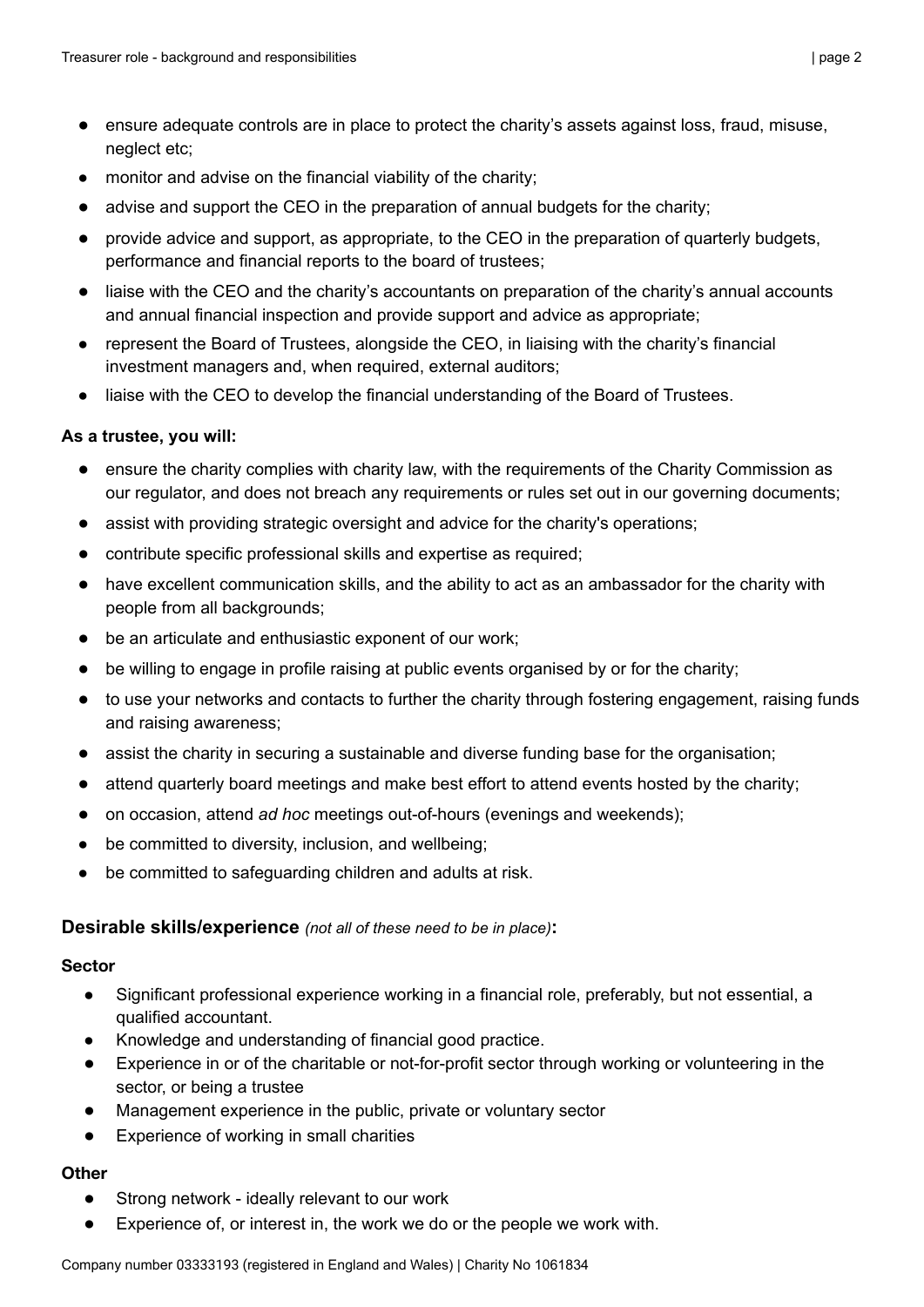- ensure adequate controls are in place to protect the charity's assets against loss, fraud, misuse, neglect etc;
- monitor and advise on the financial viability of the charity;
- advise and support the CEO in the preparation of annual budgets for the charity;
- provide advice and support, as appropriate, to the CEO in the preparation of quarterly budgets, performance and financial reports to the board of trustees;
- liaise with the CEO and the charity's accountants on preparation of the charity's annual accounts and annual financial inspection and provide support and advice as appropriate;
- represent the Board of Trustees, alongside the CEO, in liaising with the charity's financial investment managers and, when required, external auditors;
- liaise with the CEO to develop the financial understanding of the Board of Trustees.

**As a trustee, you will:**

- ensure the charity complies with charity law, with the requirements of the Charity Commission as our regulator, and does not breach any requirements or rules set out in our governing documents;
- assist with providing strategic oversight and advice for the charity's operations;
- contribute specific professional skills and expertise as required;
- have excellent communication skills, and the ability to act as an ambassador for the charity with people from all backgrounds;
- be an articulate and enthusiastic exponent of our work;
- be willing to engage in profile raising at public events organised by or for the charity;
- to use your networks and contacts to further the charity through fostering engagement, raising funds and raising awareness;
- assist the charity in securing a sustainable and diverse funding base for the organisation;
- attend quarterly board meetings and make best effort to attend events hosted by the charity;
- on occasion, attend *ad hoc* meetings out-of-hours (evenings and weekends);
- be committed to diversity, inclusion, and wellbeing;
- be committed to safeguarding children and adults at risk.

## Desirable skills/experience *(not all of these need to be in place)*:

**Sector**

- Significant professional experience working in a financial role, preferably, but not essential, a qualified accountant.
- Knowledge and understanding of financial good practice.
- Experience in or of the charitable or not-for-profit sector through working or volunteering in the sector, or being a trustee
- Management experience in the public, private or voluntary sector
- Experience of working in small charities

**Other**

- Strong network - ideally relevant to our work
- Experience of, or interest in, the work we do or the people we work with.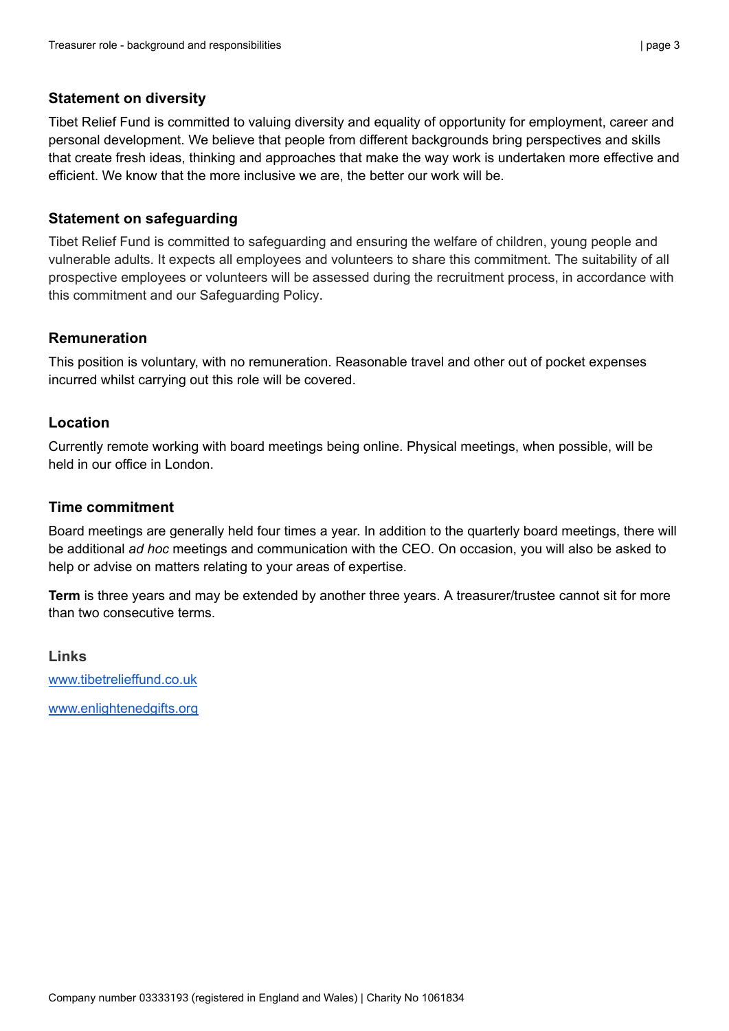### Statement on diversity

Tibet Relief Fund is committed to valuing diversity and equality of opportunity for employment, career and personal development. We believe that people from different backgrounds bring perspectives and skills that create fresh ideas, thinking and approaches that make the way work is undertaken more effective and efficient. We know that the more inclusive we are, the better our work will be.

### Statement on safeguarding

Tibet Relief Fund is committed to safeguarding and ensuring the welfare of children, young people and vulnerable adults. It expects all employees and volunteers to share this commitment. The suitability of all prospective employees or volunteers will be assessed during the recruitment process, in accordance with this commitment and our Safeguarding Policy.

### Remuneration

This position is voluntary, with no remuneration. Reasonable travel and other out of pocket expenses incurred whilst carrying out this role will be covered.

### Location

Currently remote working with board meetings being online. Physical meetings, when possible, will be held in our office in London.

### Time commitment

Board meetings are generally held four times a year. In addition to the quarterly board meetings, there will be additional *ad hoc* meetings and communication with the CEO. On occasion, you will also be asked to help or advise on matters relating to your areas of expertise.

**Term** is three years and may be extended by another three years. A treasurer/trustee cannot sit for more than two consecutive terms.

### Links

[www.tibetrelieffund.co.uk](http://www.tibetrelieffund.co.uk)

[www.enlightenedgifts.org](http://www.enlightenedgifts.org)

Company number 03333193 (registered in England and Wales) | Charity No 1061834